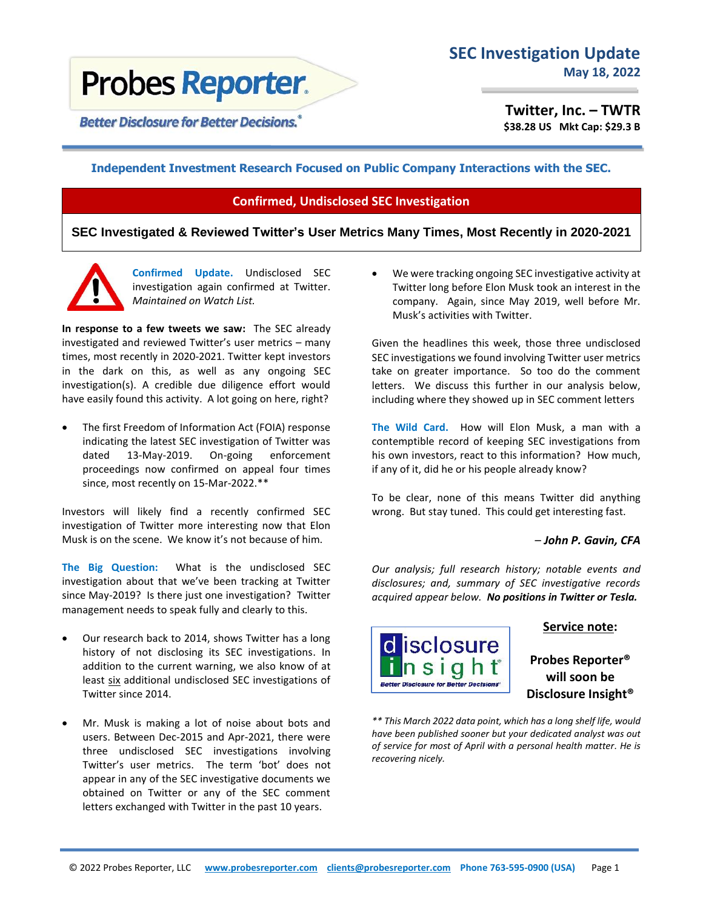# Probes Reporter

*Better Disclosure for Better Decisions.®*

## SEC Investigation Update
**May 18, 2022**

**Twitter, Inc. – TWTR**
**$38.28 US Mkt Cap: $29.3 B**

**Independent Investment Research Focused on Public Company Interactions with the SEC.**

**Confirmed, Undisclosed SEC Investigation**

## SEC Investigated & Reviewed Twitter's User Metrics Many Times, Most Recently in 2020-2021

**Confirmed Update.** Undisclosed SEC investigation again confirmed at Twitter. *Maintained on Watch List.*

**In response to a few tweets we saw:** The SEC already investigated and reviewed Twitter's user metrics – many times, most recently in 2020-2021. Twitter kept investors in the dark on this, as well as any ongoing SEC investigation(s). A credible due diligence effort would have easily found this activity. A lot going on here, right?

- The first Freedom of Information Act (FOIA) response indicating the latest SEC investigation of Twitter was dated 13-May-2019. On-going enforcement proceedings now confirmed on appeal four times since, most recently on 15-Mar-2022.**

Investors will likely find a recently confirmed SEC investigation of Twitter more interesting now that Elon Musk is on the scene. We know it's not because of him.

**The Big Question:** What is the undisclosed SEC investigation about that we've been tracking at Twitter since May-2019? Is there just one investigation? Twitter management needs to speak fully and clearly to this.

- Our research back to 2014, shows Twitter has a long history of not disclosing its SEC investigations. In addition to the current warning, we also know of at least six additional undisclosed SEC investigations of Twitter since 2014.
- Mr. Musk is making a lot of noise about bots and users. Between Dec-2015 and Apr-2021, there were three undisclosed SEC investigations involving Twitter's user metrics. The term 'bot' does not appear in any of the SEC investigative documents we obtained on Twitter or any of the SEC comment letters exchanged with Twitter in the past 10 years.
- We were tracking ongoing SEC investigative activity at Twitter long before Elon Musk took an interest in the company. Again, since May 2019, well before Mr. Musk's activities with Twitter.

Given the headlines this week, those three undisclosed SEC investigations we found involving Twitter user metrics take on greater importance. So too do the comment letters. We discuss this further in our analysis below, including where they showed up in SEC comment letters

**The Wild Card.** How will Elon Musk, a man with a contemptible record of keeping SEC investigations from his own investors, react to this information? How much, if any of it, did he or his people already know?

To be clear, none of this means Twitter did anything wrong. But stay tuned. This could get interesting fast.

*– **John P. Gavin, CFA***

*Our analysis; full research history; notable events and disclosures; and, summary of SEC investigative records acquired appear below.* ***No positions in Twitter or Tesla.***

disclosure insight — *Better Disclosure for Better Decisions®*

**Service note:**

**Probes Reporter® will soon be Disclosure Insight®**

*** This March 2022 data point, which has a long shelf life, would have been published sooner but your dedicated analyst was out of service for most of April with a personal health matter. He is recovering nicely.*

© 2022 Probes Reporter, LLC www.probesreporter.com clients@probesreporter.com Phone 763-595-0900 (USA)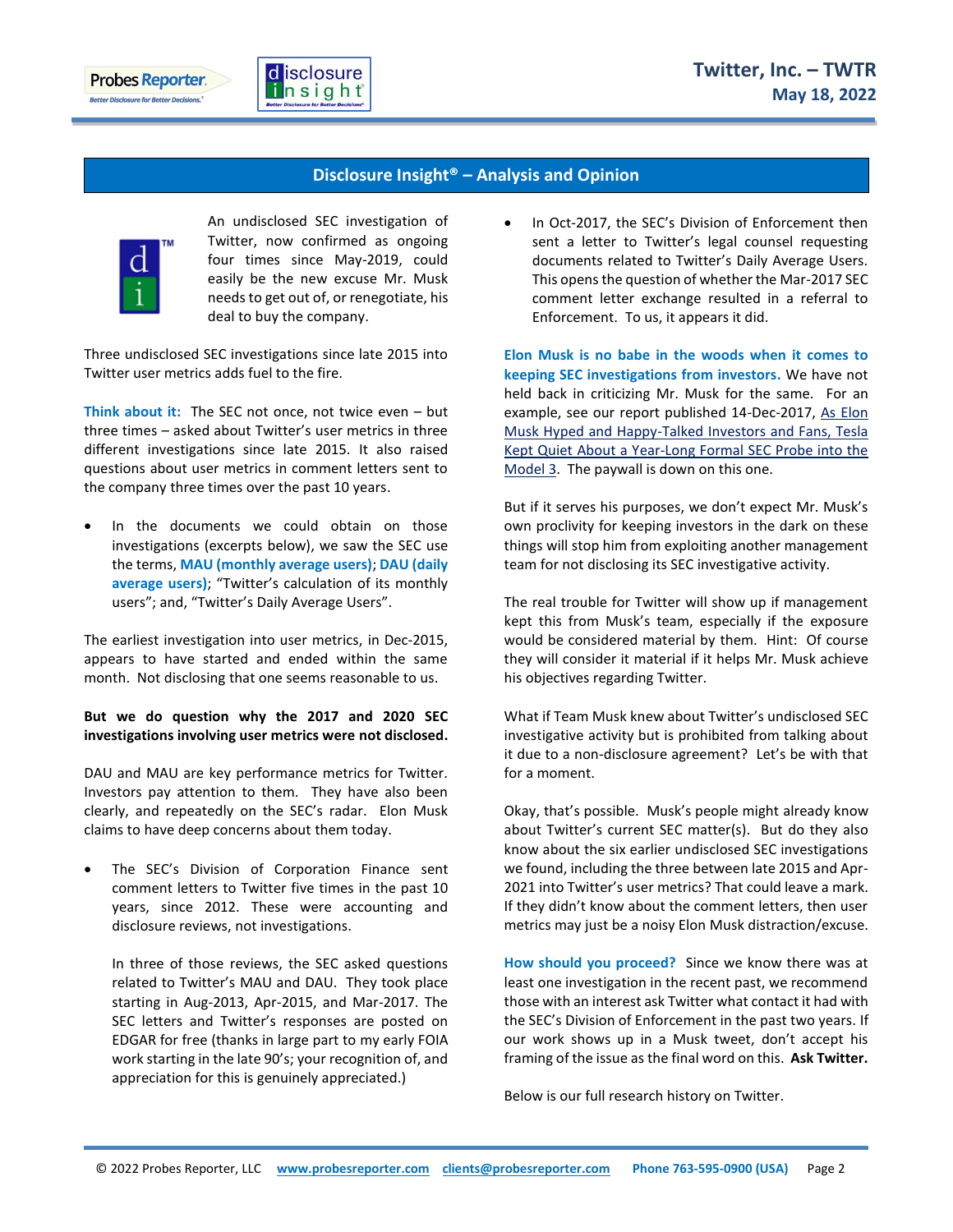## Disclosure Insight® – Analysis and Opinion

An undisclosed SEC investigation of Twitter, now confirmed as ongoing four times since May-2019, could easily be the new excuse Mr. Musk needs to get out of, or renegotiate, his deal to buy the company.

Three undisclosed SEC investigations since late 2015 into Twitter user metrics adds fuel to the fire.

**Think about it:** The SEC not once, not twice even – but three times – asked about Twitter's user metrics in three different investigations since late 2015. It also raised questions about user metrics in comment letters sent to the company three times over the past 10 years.

- In the documents we could obtain on those investigations (excerpts below), we saw the SEC use the terms, **MAU (monthly average users)**; **DAU (daily average users)**; "Twitter's calculation of its monthly users"; and, "Twitter's Daily Average Users".

The earliest investigation into user metrics, in Dec-2015, appears to have started and ended within the same month. Not disclosing that one seems reasonable to us.

**But we do question why the 2017 and 2020 SEC investigations involving user metrics were not disclosed.**

DAU and MAU are key performance metrics for Twitter. Investors pay attention to them. They have also been clearly, and repeatedly on the SEC's radar. Elon Musk claims to have deep concerns about them today.

- The SEC's Division of Corporation Finance sent comment letters to Twitter five times in the past 10 years, since 2012. These were accounting and disclosure reviews, not investigations.

  In three of those reviews, the SEC asked questions related to Twitter's MAU and DAU. They took place starting in Aug-2013, Apr-2015, and Mar-2017. The SEC letters and Twitter's responses are posted on EDGAR for free (thanks in large part to my early FOIA work starting in the late 90's; your recognition of, and appreciation for this is genuinely appreciated.)

- In Oct-2017, the SEC's Division of Enforcement then sent a letter to Twitter's legal counsel requesting documents related to Twitter's Daily Average Users. This opens the question of whether the Mar-2017 SEC comment letter exchange resulted in a referral to Enforcement. To us, it appears it did.

**Elon Musk is no babe in the woods when it comes to keeping SEC investigations from investors.** We have not held back in criticizing Mr. Musk for the same. For an example, see our report published 14-Dec-2017, As Elon Musk Hyped and Happy-Talked Investors and Fans, Tesla Kept Quiet About a Year-Long Formal SEC Probe into the Model 3. The paywall is down on this one.

But if it serves his purposes, we don't expect Mr. Musk's own proclivity for keeping investors in the dark on these things will stop him from exploiting another management team for not disclosing its SEC investigative activity.

The real trouble for Twitter will show up if management kept this from Musk's team, especially if the exposure would be considered material by them. Hint: Of course they will consider it material if it helps Mr. Musk achieve his objectives regarding Twitter.

What if Team Musk knew about Twitter's undisclosed SEC investigative activity but is prohibited from talking about it due to a non-disclosure agreement? Let's be with that for a moment.

Okay, that's possible. Musk's people might already know about Twitter's current SEC matter(s). But do they also know about the six earlier undisclosed SEC investigations we found, including the three between late 2015 and Apr-2021 into Twitter's user metrics? That could leave a mark. If they didn't know about the comment letters, then user metrics may just be a noisy Elon Musk distraction/excuse.

**How should you proceed?** Since we know there was at least one investigation in the recent past, we recommend those with an interest ask Twitter what contact it had with the SEC's Division of Enforcement in the past two years. If our work shows up in a Musk tweet, don't accept his framing of the issue as the final word on this. **Ask Twitter.**

Below is our full research history on Twitter.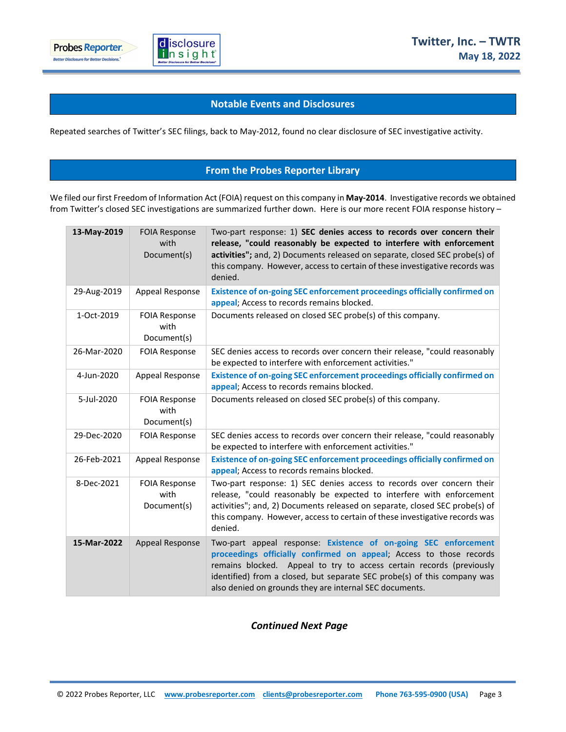## Notable Events and Disclosures

Repeated searches of Twitter's SEC filings, back to May-2012, found no clear disclosure of SEC investigative activity.

## From the Probes Reporter Library

We filed our first Freedom of Information Act (FOIA) request on this company in **May-2014**. Investigative records we obtained from Twitter's closed SEC investigations are summarized further down. Here is our more recent FOIA response history –

| Date | Type | Description |
|---|---|---|
| **13-May-2019** | FOIA Response with Document(s) | Two-part response: 1) **SEC denies access to records over concern their release, "could reasonably be expected to interfere with enforcement activities";** and, 2) Documents released on separate, closed SEC probe(s) of this company. However, access to certain of these investigative records was denied. |
| 29-Aug-2019 | Appeal Response | **Existence of on-going SEC enforcement proceedings officially confirmed on appeal**; Access to records remains blocked. |
| 1-Oct-2019 | FOIA Response with Document(s) | Documents released on closed SEC probe(s) of this company. |
| 26-Mar-2020 | FOIA Response | SEC denies access to records over concern their release, "could reasonably be expected to interfere with enforcement activities." |
| 4-Jun-2020 | Appeal Response | **Existence of on-going SEC enforcement proceedings officially confirmed on appeal**; Access to records remains blocked. |
| 5-Jul-2020 | FOIA Response with Document(s) | Documents released on closed SEC probe(s) of this company. |
| 29-Dec-2020 | FOIA Response | SEC denies access to records over concern their release, "could reasonably be expected to interfere with enforcement activities." |
| 26-Feb-2021 | Appeal Response | **Existence of on-going SEC enforcement proceedings officially confirmed on appeal**; Access to records remains blocked. |
| 8-Dec-2021 | FOIA Response with Document(s) | Two-part response: 1) SEC denies access to records over concern their release, "could reasonably be expected to interfere with enforcement activities"; and, 2) Documents released on separate, closed SEC probe(s) of this company. However, access to certain of these investigative records was denied. |
| **15-Mar-2022** | Appeal Response | Two-part appeal response: **Existence of on-going SEC enforcement proceedings officially confirmed on appeal**; Access to those records remains blocked. Appeal to try to access certain records (previously identified) from a closed, but separate SEC probe(s) of this company was also denied on grounds they are internal SEC documents. |

***Continued Next Page***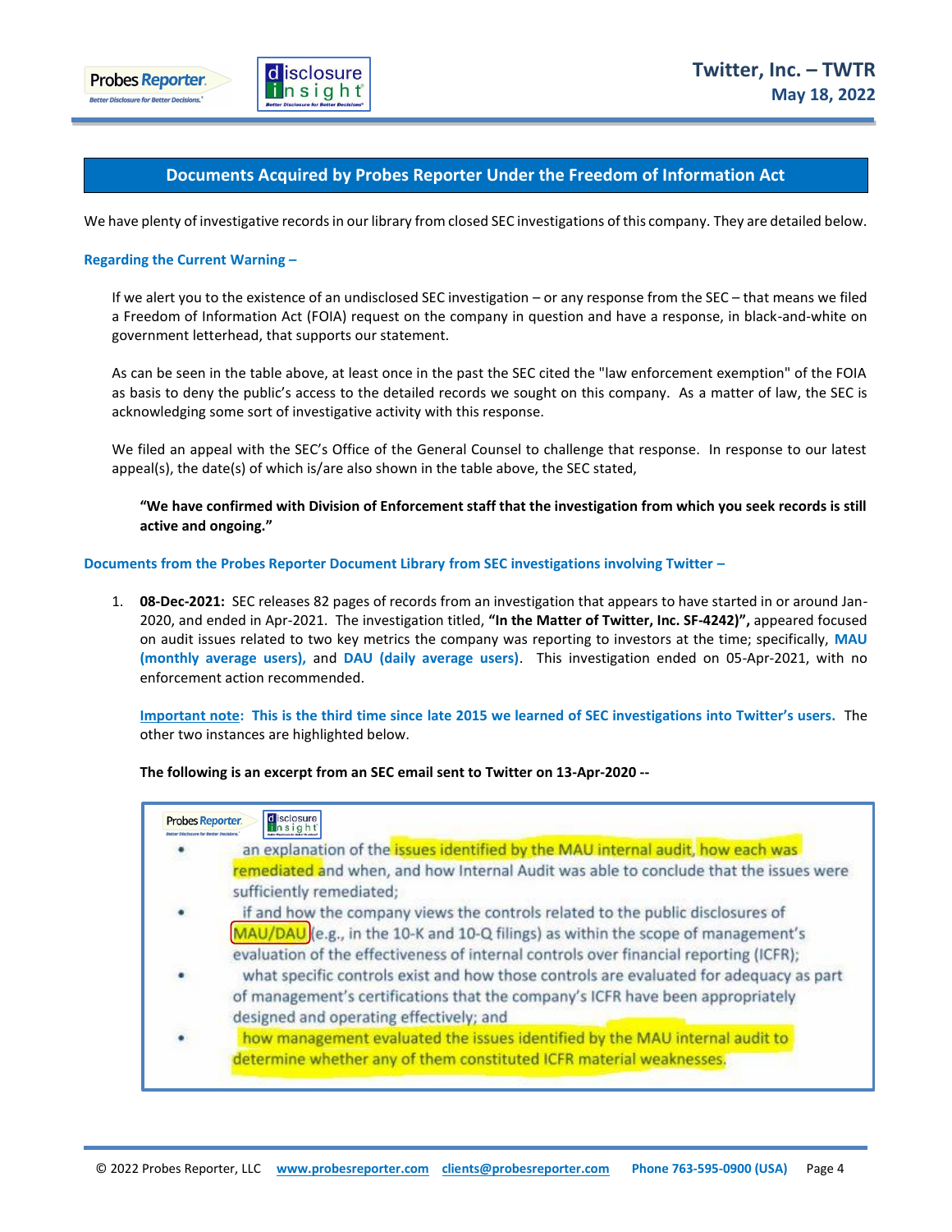## Documents Acquired by Probes Reporter Under the Freedom of Information Act

We have plenty of investigative records in our library from closed SEC investigations of this company. They are detailed below.

### Regarding the Current Warning –

If we alert you to the existence of an undisclosed SEC investigation – or any response from the SEC – that means we filed a Freedom of Information Act (FOIA) request on the company in question and have a response, in black-and-white on government letterhead, that supports our statement.

As can be seen in the table above, at least once in the past the SEC cited the "law enforcement exemption" of the FOIA as basis to deny the public's access to the detailed records we sought on this company. As a matter of law, the SEC is acknowledging some sort of investigative activity with this response.

We filed an appeal with the SEC's Office of the General Counsel to challenge that response. In response to our latest appeal(s), the date(s) of which is/are also shown in the table above, the SEC stated,

> **"We have confirmed with Division of Enforcement staff that the investigation from which you seek records is still active and ongoing."**

### Documents from the Probes Reporter Document Library from SEC investigations involving Twitter –

1. **08-Dec-2021:** SEC releases 82 pages of records from an investigation that appears to have started in or around Jan-2020, and ended in Apr-2021. The investigation titled, **"In the Matter of Twitter, Inc. SF-4242)",** appeared focused on audit issues related to two key metrics the company was reporting to investors at the time; specifically, **MAU (monthly average users),** and **DAU (daily average users)**. This investigation ended on 05-Apr-2021, with no enforcement action recommended.

   **Important note: This is the third time since late 2015 we learned of SEC investigations into Twitter's users.** The other two instances are highlighted below.

   **The following is an excerpt from an SEC email sent to Twitter on 13-Apr-2020 --**

   > - an explanation of the issues identified by the MAU internal audit, how each was remediated and when, and how Internal Audit was able to conclude that the issues were sufficiently remediated;
   > - if and how the company views the controls related to the public disclosures of MAU/DAU (e.g., in the 10-K and 10-Q filings) as within the scope of management's evaluation of the effectiveness of internal controls over financial reporting (ICFR);
   > - what specific controls exist and how those controls are evaluated for adequacy as part of management's certifications that the company's ICFR have been appropriately designed and operating effectively; and
   > - how management evaluated the issues identified by the MAU internal audit to determine whether any of them constituted ICFR material weaknesses.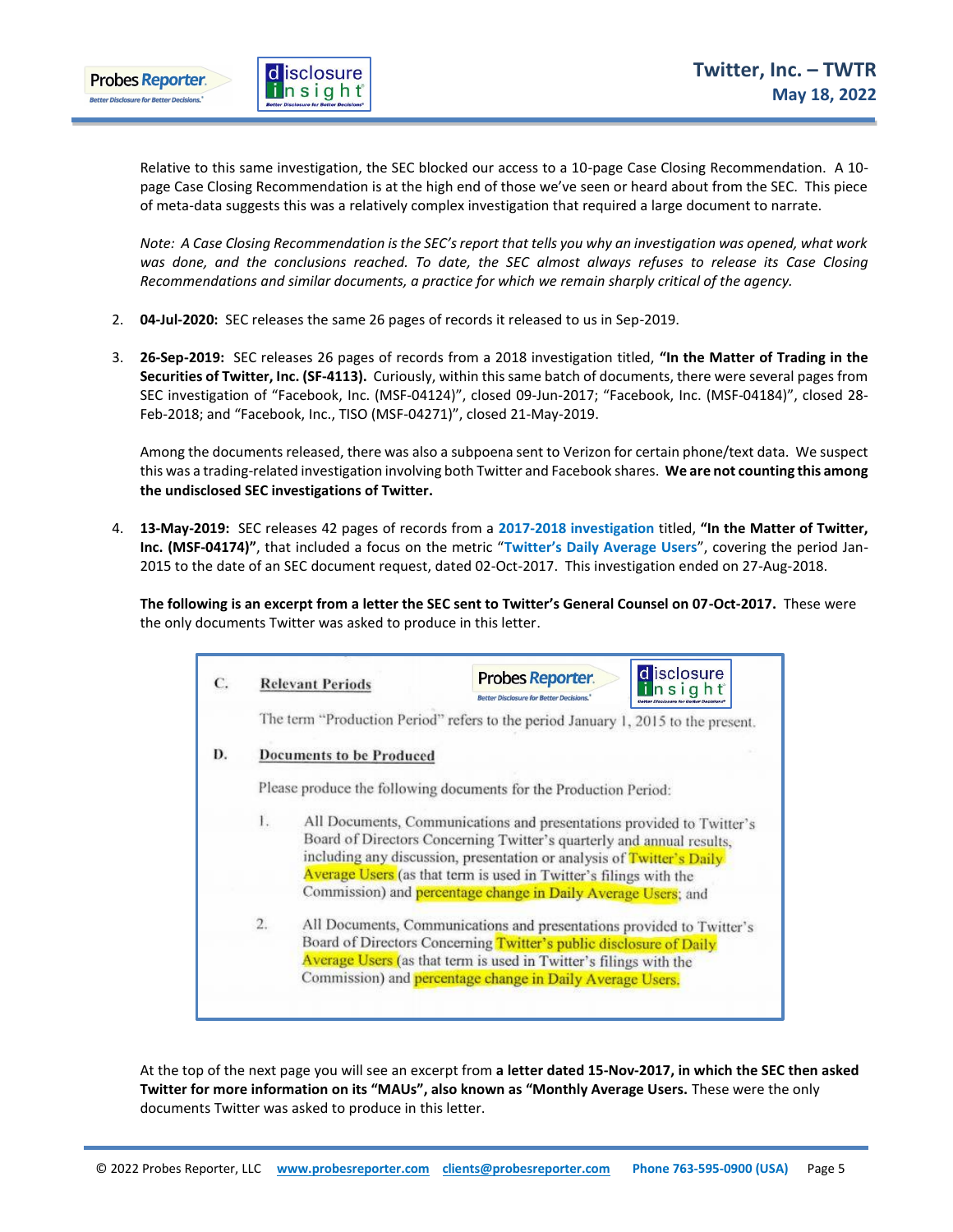Relative to this same investigation, the SEC blocked our access to a 10-page Case Closing Recommendation. A 10-page Case Closing Recommendation is at the high end of those we've seen or heard about from the SEC. This piece of meta-data suggests this was a relatively complex investigation that required a large document to narrate.

*Note: A Case Closing Recommendation is the SEC's report that tells you why an investigation was opened, what work was done, and the conclusions reached. To date, the SEC almost always refuses to release its Case Closing Recommendations and similar documents, a practice for which we remain sharply critical of the agency.*

2. **04-Jul-2020:** SEC releases the same 26 pages of records it released to us in Sep-2019.

3. **26-Sep-2019:** SEC releases 26 pages of records from a 2018 investigation titled, **"In the Matter of Trading in the Securities of Twitter, Inc. (SF-4113).** Curiously, within this same batch of documents, there were several pages from SEC investigation of "Facebook, Inc. (MSF-04124)", closed 09-Jun-2017; "Facebook, Inc. (MSF-04184)", closed 28-Feb-2018; and "Facebook, Inc., TISO (MSF-04271)", closed 21-May-2019.

   Among the documents released, there was also a subpoena sent to Verizon for certain phone/text data. We suspect this was a trading-related investigation involving both Twitter and Facebook shares. **We are not counting this among the undisclosed SEC investigations of Twitter.**

4. **13-May-2019:** SEC releases 42 pages of records from a **2017-2018 investigation** titled, **"In the Matter of Twitter, Inc. (MSF-04174)"**, that included a focus on the metric "**Twitter's Daily Average Users**", covering the period Jan-2015 to the date of an SEC document request, dated 02-Oct-2017. This investigation ended on 27-Aug-2018.

   **The following is an excerpt from a letter the SEC sent to Twitter's General Counsel on 07-Oct-2017.** These were the only documents Twitter was asked to produce in this letter.

   > C. Relevant Periods
   >
   > The term "Production Period" refers to the period January 1, 2015 to the present.
   >
   > D. Documents to be Produced
   >
   > Please produce the following documents for the Production Period:
   >
   > 1. All Documents, Communications and presentations provided to Twitter's Board of Directors Concerning Twitter's quarterly and annual results, including any discussion, presentation or analysis of Twitter's Daily Average Users (as that term is used in Twitter's filings with the Commission) and percentage change in Daily Average Users; and
   >
   > 2. All Documents, Communications and presentations provided to Twitter's Board of Directors Concerning Twitter's public disclosure of Daily Average Users (as that term is used in Twitter's filings with the Commission) and percentage change in Daily Average Users.

   At the top of the next page you will see an excerpt from **a letter dated 15-Nov-2017, in which the SEC then asked Twitter for more information on its "MAUs", also known as "Monthly Average Users.** These were the only documents Twitter was asked to produce in this letter.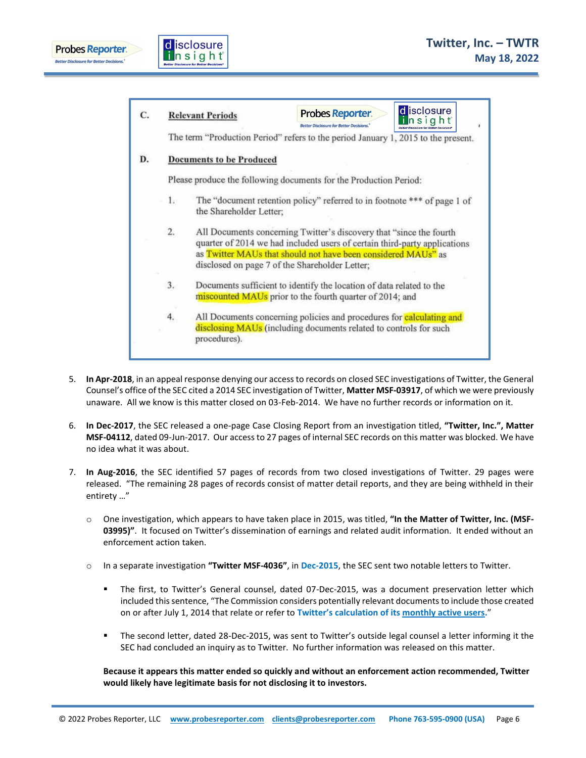**C. Relevant Periods**

The term "Production Period" refers to the period January 1, 2015 to the present.

**D. Documents to be Produced**

Please produce the following documents for the Production Period:

1. The "document retention policy" referred to in footnote *** of page 1 of the Shareholder Letter;
2. All Documents concerning Twitter's discovery that "since the fourth quarter of 2014 we had included users of certain third-party applications as Twitter MAUs that should not have been considered MAUs" as disclosed on page 7 of the Shareholder Letter;
3. Documents sufficient to identify the location of data related to the miscounted MAUs prior to the fourth quarter of 2014; and
4. All Documents concerning policies and procedures for calculating and disclosing MAUs (including documents related to controls for such procedures).

5. **In Apr-2018**, in an appeal response denying our access to records on closed SEC investigations of Twitter, the General Counsel's office of the SEC cited a 2014 SEC investigation of Twitter, **Matter MSF-03917**, of which we were previously unaware. All we know is this matter closed on 03-Feb-2014. We have no further records or information on it.

6. **In Dec-2017**, the SEC released a one-page Case Closing Report from an investigation titled, **"Twitter, Inc.", Matter MSF-04112**, dated 09-Jun-2017. Our access to 27 pages of internal SEC records on this matter was blocked. We have no idea what it was about.

7. **In Aug-2016**, the SEC identified 57 pages of records from two closed investigations of Twitter. 29 pages were released. "The remaining 28 pages of records consist of matter detail reports, and they are being withheld in their entirety …"

   - One investigation, which appears to have taken place in 2015, was titled, **"In the Matter of Twitter, Inc. (MSF-03995)"**. It focused on Twitter's dissemination of earnings and related audit information. It ended without an enforcement action taken.

   - In a separate investigation **"Twitter MSF-4036"**, in **Dec-2015**, the SEC sent two notable letters to Twitter.

     - The first, to Twitter's General counsel, dated 07-Dec-2015, was a document preservation letter which included this sentence, "The Commission considers potentially relevant documents to include those created on or after July 1, 2014 that relate or refer to **Twitter's calculation of its monthly active users**."

     - The second letter, dated 28-Dec-2015, was sent to Twitter's outside legal counsel a letter informing it the SEC had concluded an inquiry as to Twitter. No further information was released on this matter.

   **Because it appears this matter ended so quickly and without an enforcement action recommended, Twitter would likely have legitimate basis for not disclosing it to investors.**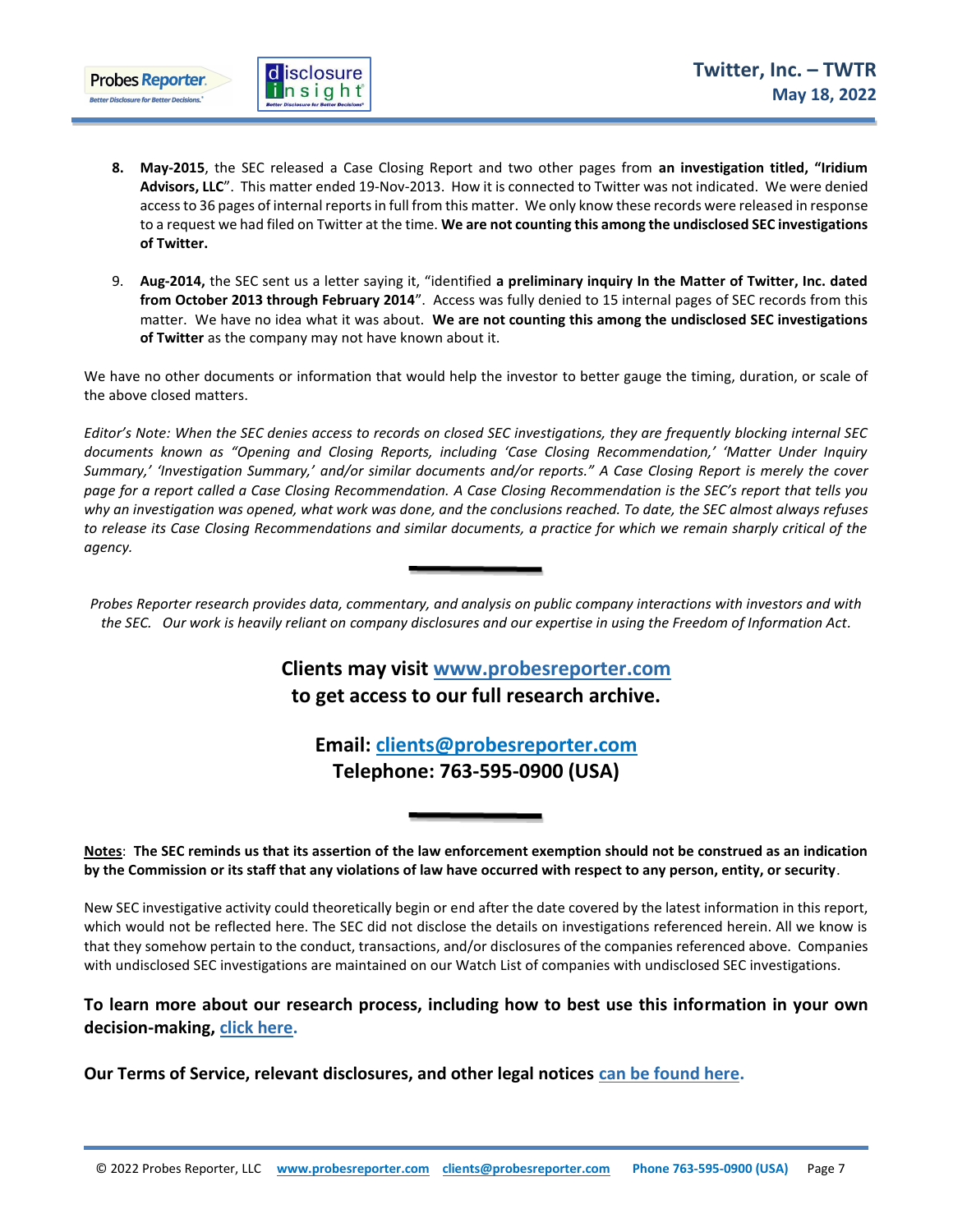8. **May-2015**, the SEC released a Case Closing Report and two other pages from **an investigation titled, "Iridium Advisors, LLC**". This matter ended 19-Nov-2013. How it is connected to Twitter was not indicated. We were denied access to 36 pages of internal reports in full from this matter. We only know these records were released in response to a request we had filed on Twitter at the time. **We are not counting this among the undisclosed SEC investigations of Twitter.**

9. **Aug-2014,** the SEC sent us a letter saying it, "identified **a preliminary inquiry In the Matter of Twitter, Inc. dated from October 2013 through February 2014**". Access was fully denied to 15 internal pages of SEC records from this matter. We have no idea what it was about. **We are not counting this among the undisclosed SEC investigations of Twitter** as the company may not have known about it.

We have no other documents or information that would help the investor to better gauge the timing, duration, or scale of the above closed matters.

*Editor's Note: When the SEC denies access to records on closed SEC investigations, they are frequently blocking internal SEC documents known as "Opening and Closing Reports, including 'Case Closing Recommendation,' 'Matter Under Inquiry Summary,' 'Investigation Summary,' and/or similar documents and/or reports." A Case Closing Report is merely the cover page for a report called a Case Closing Recommendation. A Case Closing Recommendation is the SEC's report that tells you why an investigation was opened, what work was done, and the conclusions reached. To date, the SEC almost always refuses to release its Case Closing Recommendations and similar documents, a practice for which we remain sharply critical of the agency.*

---

*Probes Reporter research provides data, commentary, and analysis on public company interactions with investors and with the SEC. Our work is heavily reliant on company disclosures and our expertise in using the Freedom of Information Act.*

**Clients may visit [www.probesreporter.com](www.probesreporter.com) to get access to our full research archive.**

**Email: [clients@probesreporter.com](mailto:clients@probesreporter.com)**
**Telephone: 763-595-0900 (USA)**

---

<u>Notes</u>: **The SEC reminds us that its assertion of the law enforcement exemption should not be construed as an indication by the Commission or its staff that any violations of law have occurred with respect to any person, entity, or security**.

New SEC investigative activity could theoretically begin or end after the date covered by the latest information in this report, which would not be reflected here. The SEC did not disclose the details on investigations referenced herein. All we know is that they somehow pertain to the conduct, transactions, and/or disclosures of the companies referenced above. Companies with undisclosed SEC investigations are maintained on our Watch List of companies with undisclosed SEC investigations.

**To learn more about our research process, including how to best use this information in your own decision-making, click here.**

**Our Terms of Service, relevant disclosures, and other legal notices can be found here.**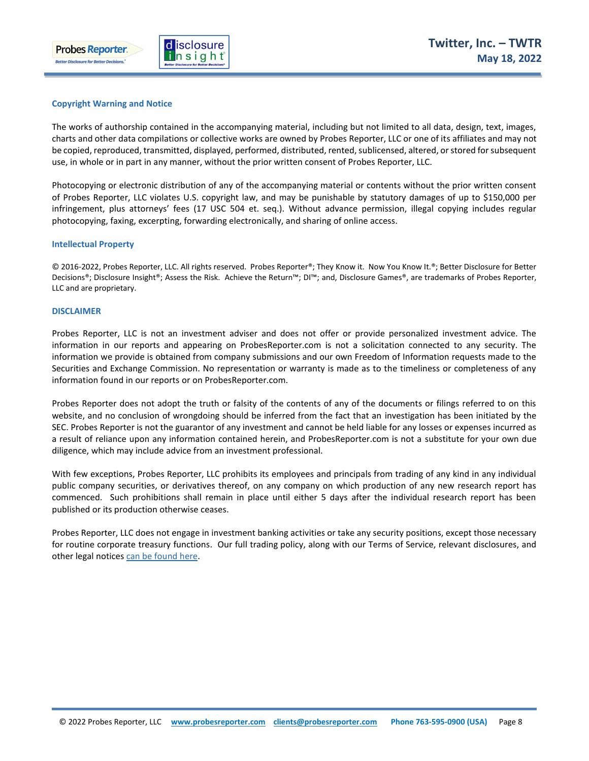### Copyright Warning and Notice

The works of authorship contained in the accompanying material, including but not limited to all data, design, text, images, charts and other data compilations or collective works are owned by Probes Reporter, LLC or one of its affiliates and may not be copied, reproduced, transmitted, displayed, performed, distributed, rented, sublicensed, altered, or stored for subsequent use, in whole or in part in any manner, without the prior written consent of Probes Reporter, LLC.

Photocopying or electronic distribution of any of the accompanying material or contents without the prior written consent of Probes Reporter, LLC violates U.S. copyright law, and may be punishable by statutory damages of up to $150,000 per infringement, plus attorneys' fees (17 USC 504 et. seq.). Without advance permission, illegal copying includes regular photocopying, faxing, excerpting, forwarding electronically, and sharing of online access.

### Intellectual Property

© 2016-2022, Probes Reporter, LLC. All rights reserved. Probes Reporter®; They Know it. Now You Know It.®; Better Disclosure for Better Decisions®; Disclosure Insight®; Assess the Risk. Achieve the Return™; DI™; and, Disclosure Games®, are trademarks of Probes Reporter, LLC and are proprietary.

### DISCLAIMER

Probes Reporter, LLC is not an investment adviser and does not offer or provide personalized investment advice. The information in our reports and appearing on ProbesReporter.com is not a solicitation connected to any security. The information we provide is obtained from company submissions and our own Freedom of Information requests made to the Securities and Exchange Commission. No representation or warranty is made as to the timeliness or completeness of any information found in our reports or on ProbesReporter.com.

Probes Reporter does not adopt the truth or falsity of the contents of any of the documents or filings referred to on this website, and no conclusion of wrongdoing should be inferred from the fact that an investigation has been initiated by the SEC. Probes Reporter is not the guarantor of any investment and cannot be held liable for any losses or expenses incurred as a result of reliance upon any information contained herein, and ProbesReporter.com is not a substitute for your own due diligence, which may include advice from an investment professional.

With few exceptions, Probes Reporter, LLC prohibits its employees and principals from trading of any kind in any individual public company securities, or derivatives thereof, on any company on which production of any new research report has commenced. Such prohibitions shall remain in place until either 5 days after the individual research report has been published or its production otherwise ceases.

Probes Reporter, LLC does not engage in investment banking activities or take any security positions, except those necessary for routine corporate treasury functions. Our full trading policy, along with our Terms of Service, relevant disclosures, and other legal notices can be found here.